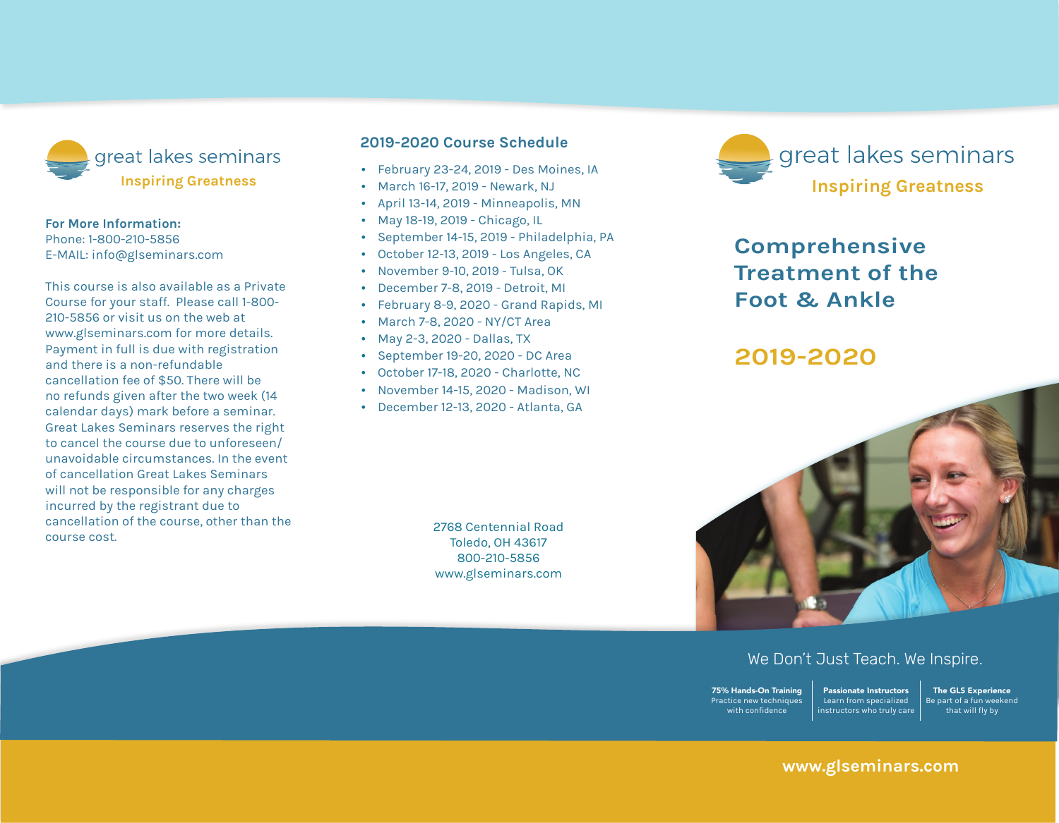great lakes seminars

**Inspiring Greatness**

**For More Information:**
Phone: 1-800-210-5856
E-MAIL: info@glseminars.com

This course is also available as a Private Course for your staff. Please call 1-800-210-5856 or visit us on the web at www.glseminars.com for more details. Payment in full is due with registration and there is a non-refundable cancellation fee of $50. There will be no refunds given after the two week (14 calendar days) mark before a seminar. Great Lakes Seminars reserves the right to cancel the course due to unforeseen/unavoidable circumstances. In the event of cancellation Great Lakes Seminars will not be responsible for any charges incurred by the registrant due to cancellation of the course, other than the course cost.

## 2019-2020 Course Schedule

- February 23-24, 2019 - Des Moines, IA
- March 16-17, 2019 - Newark, NJ
- April 13-14, 2019 - Minneapolis, MN
- May 18-19, 2019 - Chicago, IL
- September 14-15, 2019 - Philadelphia, PA
- October 12-13, 2019 - Los Angeles, CA
- November 9-10, 2019 - Tulsa, OK
- December 7-8, 2019 - Detroit, MI
- February 8-9, 2020 - Grand Rapids, MI
- March 7-8, 2020 - NY/CT Area
- May 2-3, 2020 - Dallas, TX
- September 19-20, 2020 - DC Area
- October 17-18, 2020 - Charlotte, NC
- November 14-15, 2020 - Madison, WI
- December 12-13, 2020 - Atlanta, GA

2768 Centennial Road
Toledo, OH 43617
800-210-5856
www.glseminars.com

great lakes seminars

**Inspiring Greatness**

# Comprehensive Treatment of the Foot & Ankle

## 2019-2020

We Don't Just Teach. We Inspire.

| **75% Hands-On Training** | **Passionate Instructors** | **The GLS Experience** |
|---|---|---|
| Practice new techniques with confidence | Learn from specialized instructors who truly care | Be part of a fun weekend that will fly by |

**www.glseminars.com**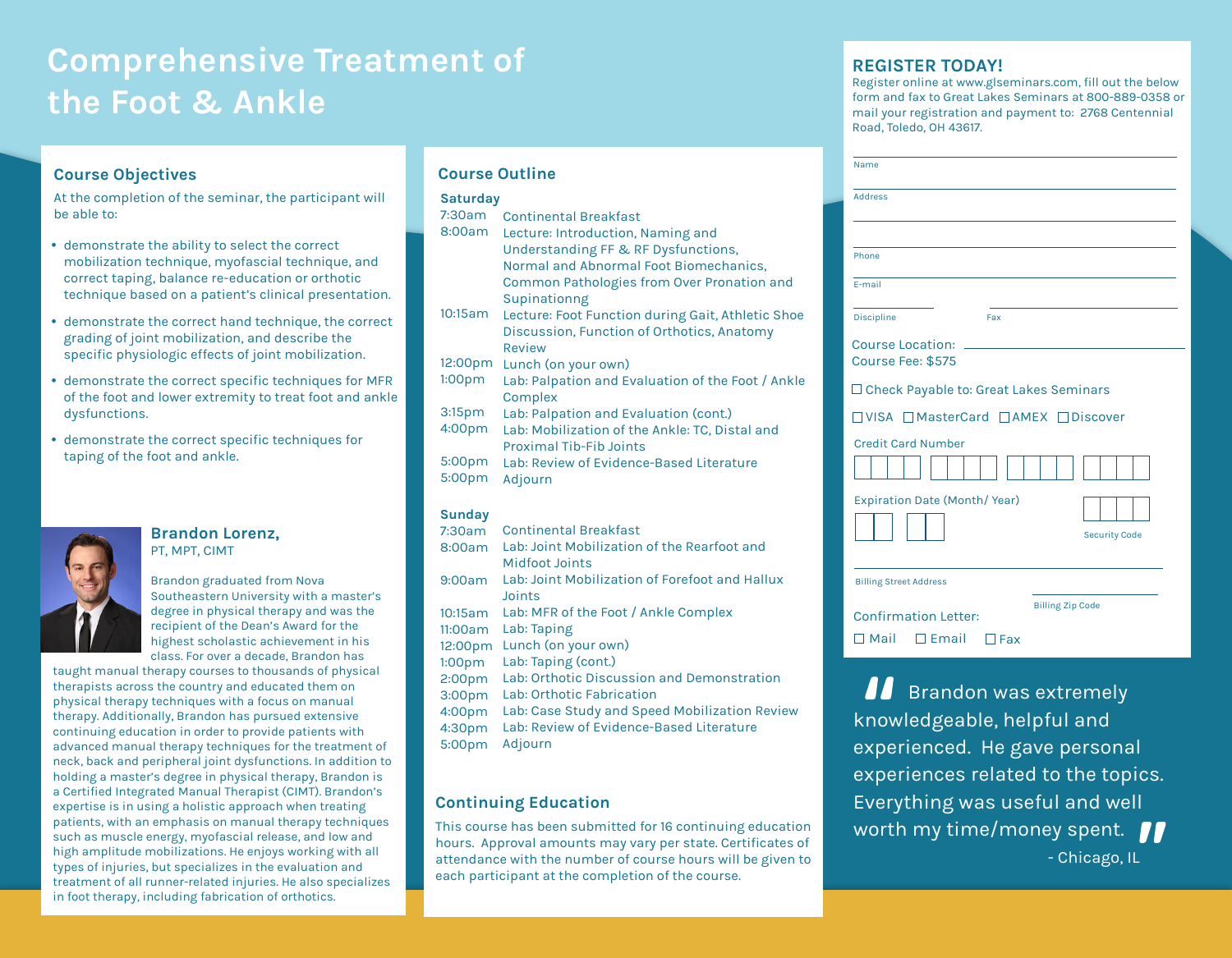# Comprehensive Treatment of the Foot & Ankle

## Course Objectives

At the completion of the seminar, the participant will be able to:

- demonstrate the ability to select the correct mobilization technique, myofascial technique, and correct taping, balance re-education or orthotic technique based on a patient's clinical presentation.
- demonstrate the correct hand technique, the correct grading of joint mobilization, and describe the specific physiologic effects of joint mobilization.
- demonstrate the correct specific techniques for MFR of the foot and lower extremity to treat foot and ankle dysfunctions.
- demonstrate the correct specific techniques for taping of the foot and ankle.

### Brandon Lorenz,
PT, MPT, CIMT

Brandon graduated from Nova Southeastern University with a master's degree in physical therapy and was the recipient of the Dean's Award for the highest scholastic achievement in his class. For over a decade, Brandon has taught manual therapy courses to thousands of physical therapists across the country and educated them on physical therapy techniques with a focus on manual therapy. Additionally, Brandon has pursued extensive continuing education in order to provide patients with advanced manual therapy techniques for the treatment of neck, back and peripheral joint dysfunctions. In addition to holding a master's degree in physical therapy, Brandon is a Certified Integrated Manual Therapist (CIMT). Brandon's expertise is in using a holistic approach when treating patients, with an emphasis on manual therapy techniques such as muscle energy, myofascial release, and low and high amplitude mobilizations. He enjoys working with all types of injuries, but specializes in the evaluation and treatment of all runner-related injuries. He also specializes in foot therapy, including fabrication of orthotics.

## Course Outline

**Saturday**

| | |
|---|---|
| 7:30am | Continental Breakfast |
| 8:00am | Lecture: Introduction, Naming and Understanding FF & RF Dysfunctions, Normal and Abnormal Foot Biomechanics, Common Pathologies from Over Pronation and Supinationng |
| 10:15am | Lecture: Foot Function during Gait, Athletic Shoe Discussion, Function of Orthotics, Anatomy Review |
| 12:00pm | Lunch (on your own) |
| 1:00pm | Lab: Palpation and Evaluation of the Foot / Ankle Complex |
| 3:15pm | Lab: Palpation and Evaluation (cont.) |
| 4:00pm | Lab: Mobilization of the Ankle: TC, Distal and Proximal Tib-Fib Joints |
| 5:00pm | Lab: Review of Evidence-Based Literature |
| 5:00pm | Adjourn |

**Sunday**

| | |
|---|---|
| 7:30am | Continental Breakfast |
| 8:00am | Lab: Joint Mobilization of the Rearfoot and Midfoot Joints |
| 9:00am | Lab: Joint Mobilization of Forefoot and Hallux Joints |
| 10:15am | Lab: MFR of the Foot / Ankle Complex |
| 11:00am | Lab: Taping |
| 12:00pm | Lunch (on your own) |
| 1:00pm | Lab: Taping (cont.) |
| 2:00pm | Lab: Orthotic Discussion and Demonstration |
| 3:00pm | Lab: Orthotic Fabrication |
| 4:00pm | Lab: Case Study and Speed Mobilization Review |
| 4:30pm | Lab: Review of Evidence-Based Literature |
| 5:00pm | Adjourn |

## Continuing Education

This course has been submitted for 16 continuing education hours. Approval amounts may vary per state. Certificates of attendance with the number of course hours will be given to each participant at the completion of the course.

## REGISTER TODAY!

Register online at www.glseminars.com, fill out the below form and fax to Great Lakes Seminars at 800-889-0358 or mail your registration and payment to: 2768 Centennial Road, Toledo, OH 43617.

Name

Address

Phone

E-mail

Discipline ______ Fax ______

Course Location: ______

Course Fee: $575

☐ Check Payable to: Great Lakes Seminars

☐ VISA ☐ MasterCard ☐ AMEX ☐ Discover

Credit Card Number

Expiration Date (Month/ Year)

Security Code

Billing Street Address

Billing Zip Code

Confirmation Letter:

☐ Mail ☐ Email ☐ Fax

"Brandon was extremely knowledgeable, helpful and experienced. He gave personal experiences related to the topics. Everything was useful and well worth my time/money spent."

- Chicago, IL